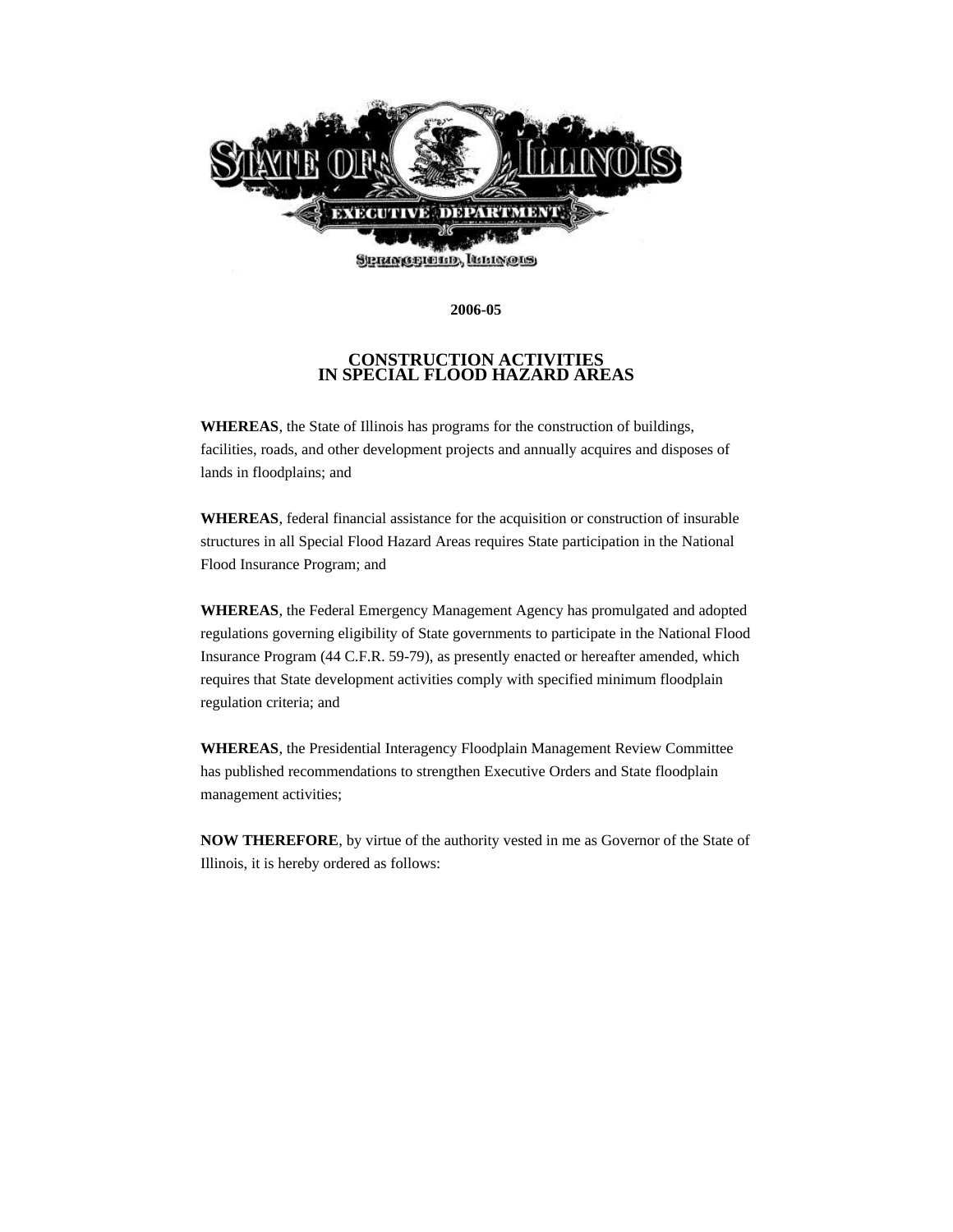STATE OF ILLINOIS

EXECUTIVE DEPARTMENT

SPRINGFIELD, ILLINOIS

**2006-05**

# CONSTRUCTION ACTIVITIES IN SPECIAL FLOOD HAZARD AREAS

**WHEREAS**, the State of Illinois has programs for the construction of buildings, facilities, roads, and other development projects and annually acquires and disposes of lands in floodplains; and

**WHEREAS**, federal financial assistance for the acquisition or construction of insurable structures in all Special Flood Hazard Areas requires State participation in the National Flood Insurance Program; and

**WHEREAS**, the Federal Emergency Management Agency has promulgated and adopted regulations governing eligibility of State governments to participate in the National Flood Insurance Program (44 C.F.R. 59-79), as presently enacted or hereafter amended, which requires that State development activities comply with specified minimum floodplain regulation criteria; and

**WHEREAS**, the Presidential Interagency Floodplain Management Review Committee has published recommendations to strengthen Executive Orders and State floodplain management activities;

**NOW THEREFORE**, by virtue of the authority vested in me as Governor of the State of Illinois, it is hereby ordered as follows: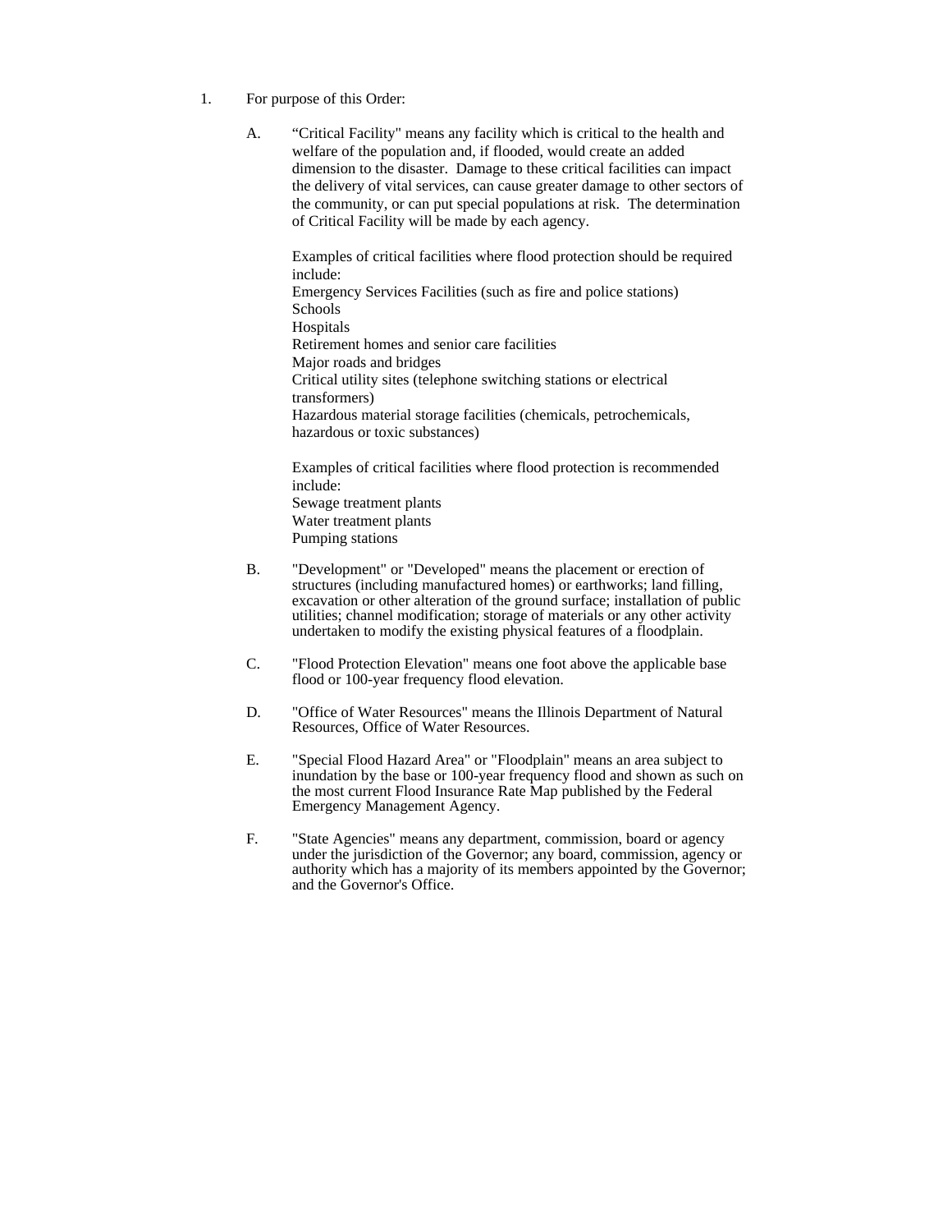1. For purpose of this Order:

   A. “Critical Facility" means any facility which is critical to the health and welfare of the population and, if flooded, would create an added dimension to the disaster. Damage to these critical facilities can impact the delivery of vital services, can cause greater damage to other sectors of the community, or can put special populations at risk. The determination of Critical Facility will be made by each agency.

      Examples of critical facilities where flood protection should be required include:
      Emergency Services Facilities (such as fire and police stations)
      Schools
      Hospitals
      Retirement homes and senior care facilities
      Major roads and bridges
      Critical utility sites (telephone switching stations or electrical transformers)
      Hazardous material storage facilities (chemicals, petrochemicals, hazardous or toxic substances)

      Examples of critical facilities where flood protection is recommended include:
      Sewage treatment plants
      Water treatment plants
      Pumping stations

   B. "Development" or "Developed" means the placement or erection of structures (including manufactured homes) or earthworks; land filling, excavation or other alteration of the ground surface; installation of public utilities; channel modification; storage of materials or any other activity undertaken to modify the existing physical features of a floodplain.

   C. "Flood Protection Elevation" means one foot above the applicable base flood or 100-year frequency flood elevation.

   D. "Office of Water Resources" means the Illinois Department of Natural Resources, Office of Water Resources.

   E. "Special Flood Hazard Area" or "Floodplain" means an area subject to inundation by the base or 100-year frequency flood and shown as such on the most current Flood Insurance Rate Map published by the Federal Emergency Management Agency.

   F. "State Agencies" means any department, commission, board or agency under the jurisdiction of the Governor; any board, commission, agency or authority which has a majority of its members appointed by the Governor; and the Governor's Office.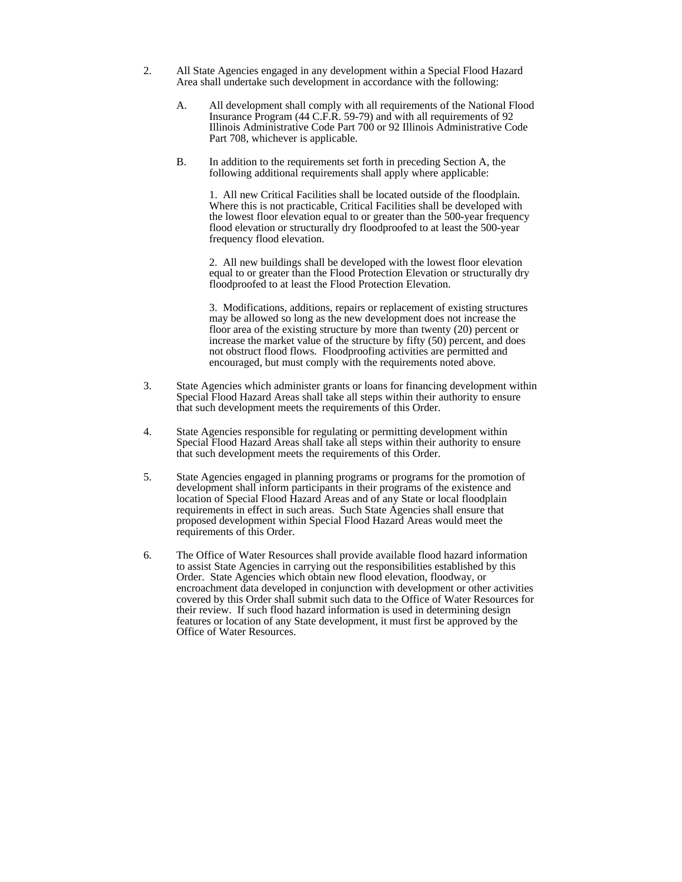2. All State Agencies engaged in any development within a Special Flood Hazard Area shall undertake such development in accordance with the following:

   A. All development shall comply with all requirements of the National Flood Insurance Program (44 C.F.R. 59-79) and with all requirements of 92 Illinois Administrative Code Part 700 or 92 Illinois Administrative Code Part 708, whichever is applicable.

   B. In addition to the requirements set forth in preceding Section A, the following additional requirements shall apply where applicable:

      1. All new Critical Facilities shall be located outside of the floodplain. Where this is not practicable, Critical Facilities shall be developed with the lowest floor elevation equal to or greater than the 500-year frequency flood elevation or structurally dry floodproofed to at least the 500-year frequency flood elevation.

      2. All new buildings shall be developed with the lowest floor elevation equal to or greater than the Flood Protection Elevation or structurally dry floodproofed to at least the Flood Protection Elevation.

      3. Modifications, additions, repairs or replacement of existing structures may be allowed so long as the new development does not increase the floor area of the existing structure by more than twenty (20) percent or increase the market value of the structure by fifty (50) percent, and does not obstruct flood flows. Floodproofing activities are permitted and encouraged, but must comply with the requirements noted above.

3. State Agencies which administer grants or loans for financing development within Special Flood Hazard Areas shall take all steps within their authority to ensure that such development meets the requirements of this Order.

4. State Agencies responsible for regulating or permitting development within Special Flood Hazard Areas shall take all steps within their authority to ensure that such development meets the requirements of this Order.

5. State Agencies engaged in planning programs or programs for the promotion of development shall inform participants in their programs of the existence and location of Special Flood Hazard Areas and of any State or local floodplain requirements in effect in such areas. Such State Agencies shall ensure that proposed development within Special Flood Hazard Areas would meet the requirements of this Order.

6. The Office of Water Resources shall provide available flood hazard information to assist State Agencies in carrying out the responsibilities established by this Order. State Agencies which obtain new flood elevation, floodway, or encroachment data developed in conjunction with development or other activities covered by this Order shall submit such data to the Office of Water Resources for their review. If such flood hazard information is used in determining design features or location of any State development, it must first be approved by the Office of Water Resources.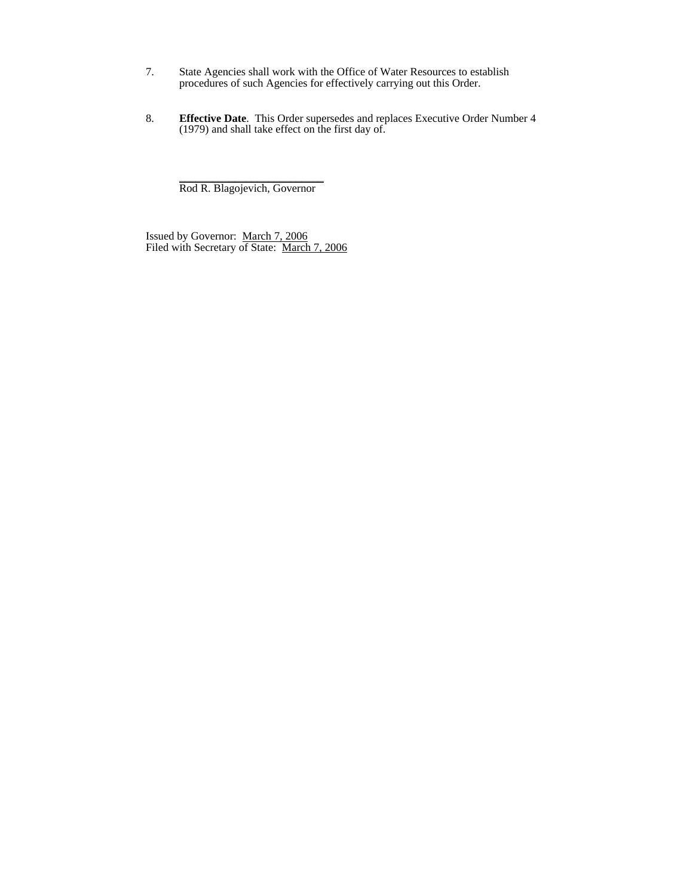7. State Agencies shall work with the Office of Water Resources to establish procedures of such Agencies for effectively carrying out this Order.

8. **Effective Date**. This Order supersedes and replaces Executive Order Number 4 (1979) and shall take effect on the first day of.

\_\_\_\_\_\_\_\_\_\_\_\_\_\_\_\_\_\_\_\_\_\_\_\_\_\_

Rod R. Blagojevich, Governor

Issued by Governor: March 7, 2006

Filed with Secretary of State: March 7, 2006